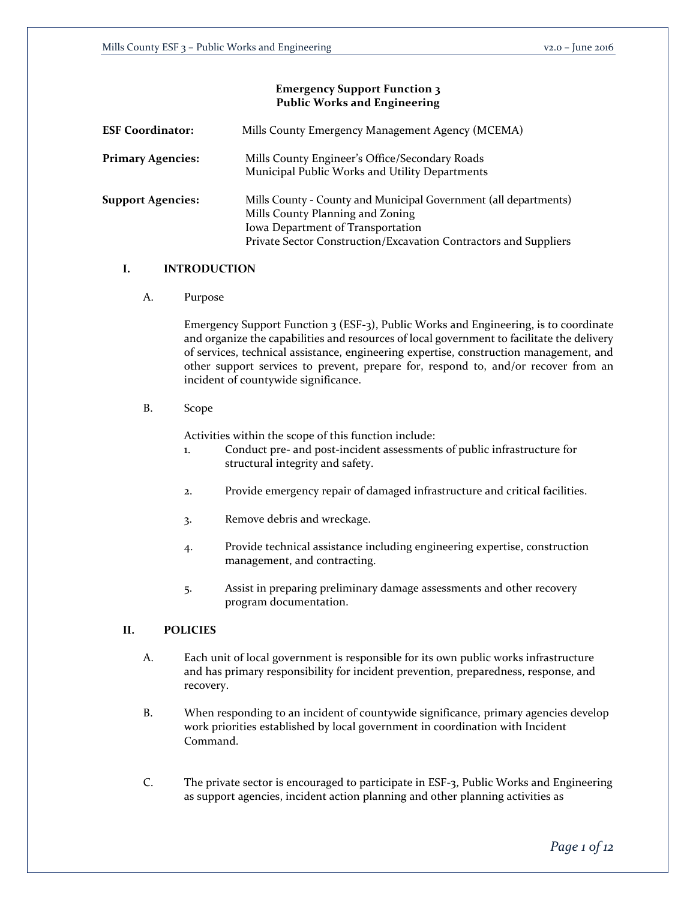# Emergency Support Function 3
# Public Works and Engineering

**ESF Coordinator:** Mills County Emergency Management Agency (MCEMA)

**Primary Agencies:** Mills County Engineer's Office/Secondary Roads
Municipal Public Works and Utility Departments

**Support Agencies:** Mills County - County and Municipal Government (all departments)
Mills County Planning and Zoning
Iowa Department of Transportation
Private Sector Construction/Excavation Contractors and Suppliers

## I. INTRODUCTION

### A. Purpose

Emergency Support Function 3 (ESF-3), Public Works and Engineering, is to coordinate and organize the capabilities and resources of local government to facilitate the delivery of services, technical assistance, engineering expertise, construction management, and other support services to prevent, prepare for, respond to, and/or recover from an incident of countywide significance.

### B. Scope

Activities within the scope of this function include:

1. Conduct pre- and post-incident assessments of public infrastructure for structural integrity and safety.
2. Provide emergency repair of damaged infrastructure and critical facilities.
3. Remove debris and wreckage.
4. Provide technical assistance including engineering expertise, construction management, and contracting.
5. Assist in preparing preliminary damage assessments and other recovery program documentation.

## II. POLICIES

A. Each unit of local government is responsible for its own public works infrastructure and has primary responsibility for incident prevention, preparedness, response, and recovery.

B. When responding to an incident of countywide significance, primary agencies develop work priorities established by local government in coordination with Incident Command.

C. The private sector is encouraged to participate in ESF-3, Public Works and Engineering as support agencies, incident action planning and other planning activities as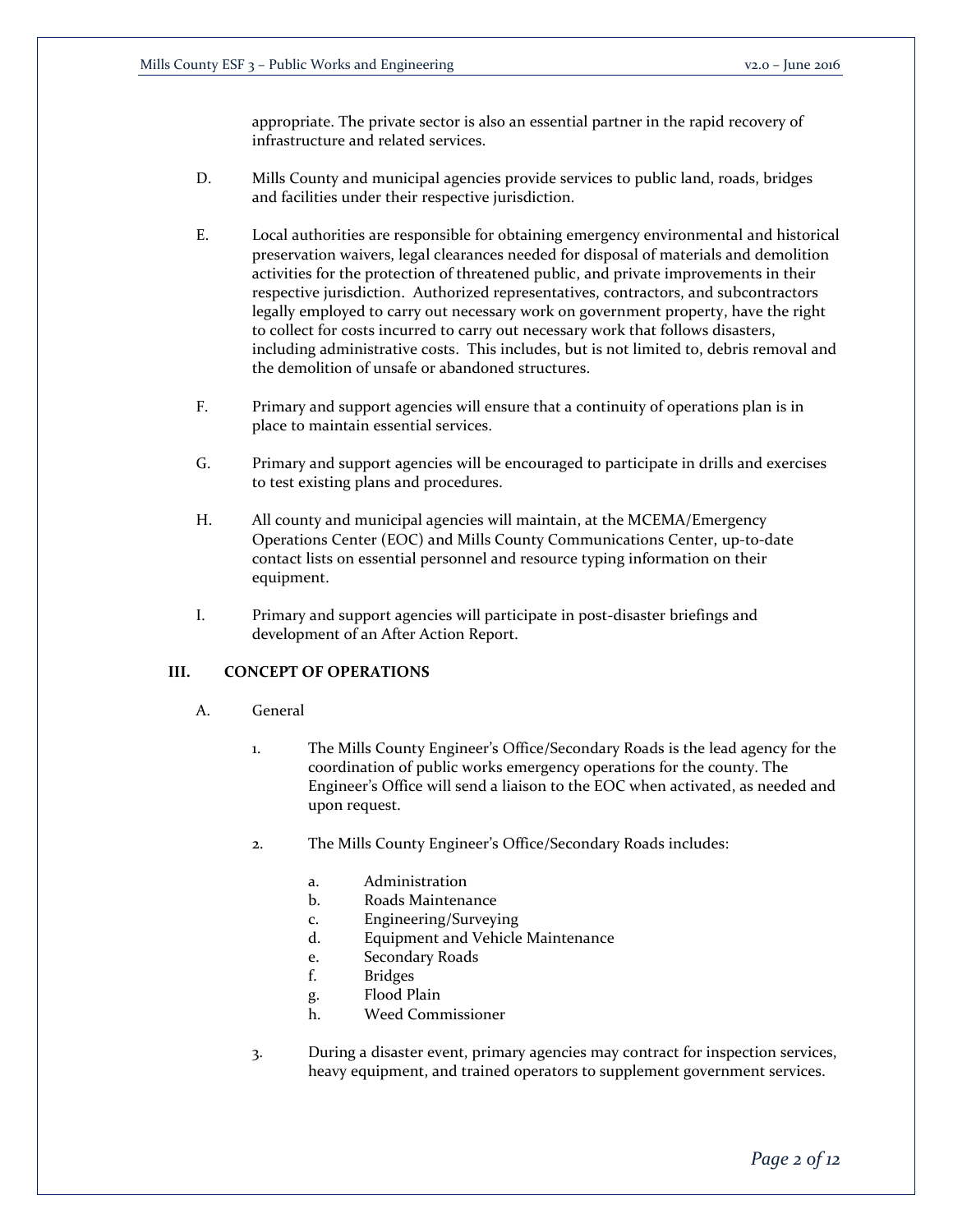appropriate. The private sector is also an essential partner in the rapid recovery of infrastructure and related services.

D. Mills County and municipal agencies provide services to public land, roads, bridges and facilities under their respective jurisdiction.

E. Local authorities are responsible for obtaining emergency environmental and historical preservation waivers, legal clearances needed for disposal of materials and demolition activities for the protection of threatened public, and private improvements in their respective jurisdiction. Authorized representatives, contractors, and subcontractors legally employed to carry out necessary work on government property, have the right to collect for costs incurred to carry out necessary work that follows disasters, including administrative costs. This includes, but is not limited to, debris removal and the demolition of unsafe or abandoned structures.

F. Primary and support agencies will ensure that a continuity of operations plan is in place to maintain essential services.

G. Primary and support agencies will be encouraged to participate in drills and exercises to test existing plans and procedures.

H. All county and municipal agencies will maintain, at the MCEMA/Emergency Operations Center (EOC) and Mills County Communications Center, up-to-date contact lists on essential personnel and resource typing information on their equipment.

I. Primary and support agencies will participate in post-disaster briefings and development of an After Action Report.

## III. CONCEPT OF OPERATIONS

A. General

1. The Mills County Engineer's Office/Secondary Roads is the lead agency for the coordination of public works emergency operations for the county. The Engineer's Office will send a liaison to the EOC when activated, as needed and upon request.

2. The Mills County Engineer's Office/Secondary Roads includes:

   a. Administration
   b. Roads Maintenance
   c. Engineering/Surveying
   d. Equipment and Vehicle Maintenance
   e. Secondary Roads
   f. Bridges
   g. Flood Plain
   h. Weed Commissioner

3. During a disaster event, primary agencies may contract for inspection services, heavy equipment, and trained operators to supplement government services.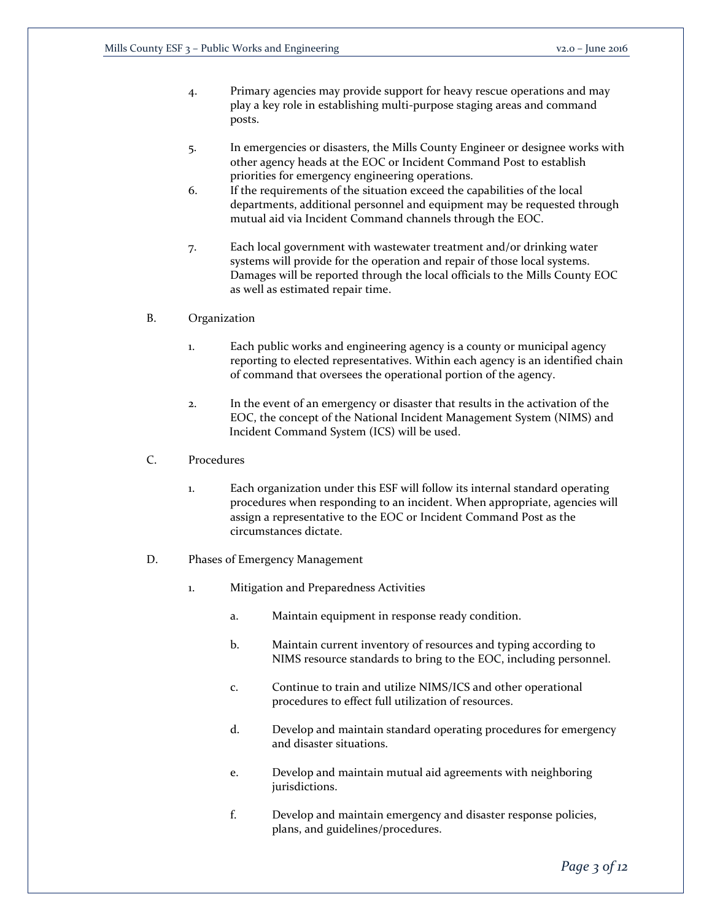4. Primary agencies may provide support for heavy rescue operations and may play a key role in establishing multi-purpose staging areas and command posts.

5. In emergencies or disasters, the Mills County Engineer or designee works with other agency heads at the EOC or Incident Command Post to establish priorities for emergency engineering operations.

6. If the requirements of the situation exceed the capabilities of the local departments, additional personnel and equipment may be requested through mutual aid via Incident Command channels through the EOC.

7. Each local government with wastewater treatment and/or drinking water systems will provide for the operation and repair of those local systems. Damages will be reported through the local officials to the Mills County EOC as well as estimated repair time.

B. Organization

1. Each public works and engineering agency is a county or municipal agency reporting to elected representatives. Within each agency is an identified chain of command that oversees the operational portion of the agency.

2. In the event of an emergency or disaster that results in the activation of the EOC, the concept of the National Incident Management System (NIMS) and Incident Command System (ICS) will be used.

C. Procedures

1. Each organization under this ESF will follow its internal standard operating procedures when responding to an incident. When appropriate, agencies will assign a representative to the EOC or Incident Command Post as the circumstances dictate.

D. Phases of Emergency Management

1. Mitigation and Preparedness Activities

   a. Maintain equipment in response ready condition.

   b. Maintain current inventory of resources and typing according to NIMS resource standards to bring to the EOC, including personnel.

   c. Continue to train and utilize NIMS/ICS and other operational procedures to effect full utilization of resources.

   d. Develop and maintain standard operating procedures for emergency and disaster situations.

   e. Develop and maintain mutual aid agreements with neighboring jurisdictions.

   f. Develop and maintain emergency and disaster response policies, plans, and guidelines/procedures.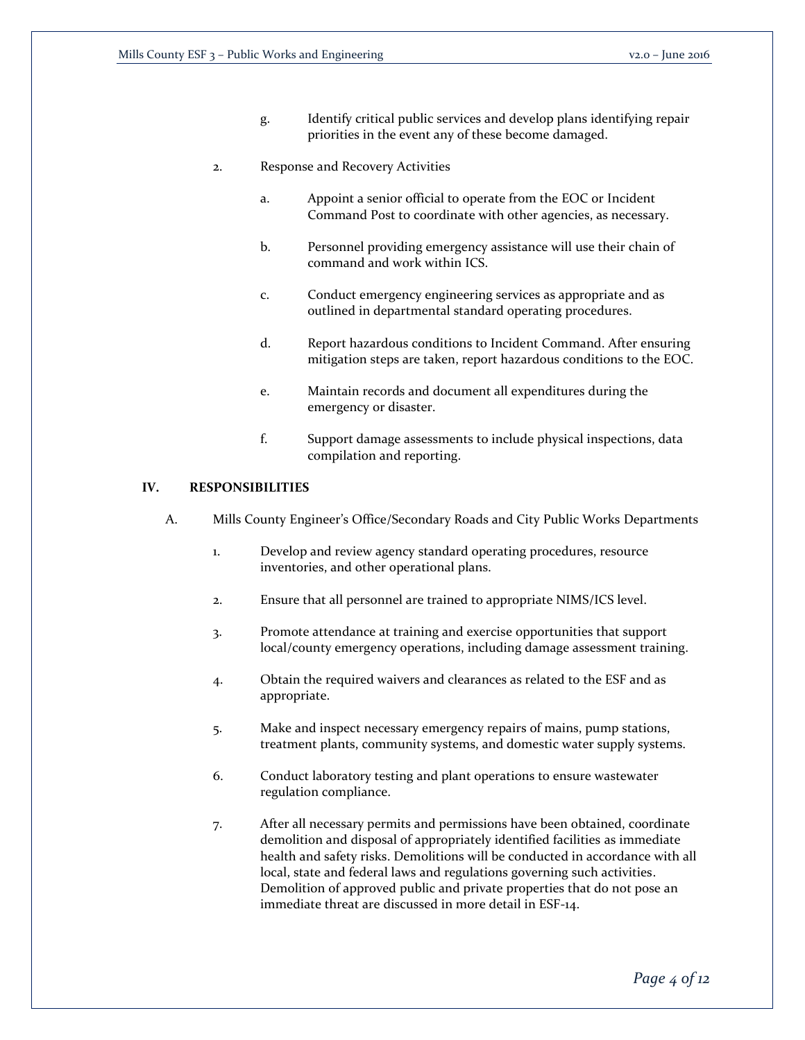g. Identify critical public services and develop plans identifying repair priorities in the event any of these become damaged.

2. Response and Recovery Activities

    a. Appoint a senior official to operate from the EOC or Incident Command Post to coordinate with other agencies, as necessary.

    b. Personnel providing emergency assistance will use their chain of command and work within ICS.

    c. Conduct emergency engineering services as appropriate and as outlined in departmental standard operating procedures.

    d. Report hazardous conditions to Incident Command. After ensuring mitigation steps are taken, report hazardous conditions to the EOC.

    e. Maintain records and document all expenditures during the emergency or disaster.

    f. Support damage assessments to include physical inspections, data compilation and reporting.

## IV. RESPONSIBILITIES

A. Mills County Engineer's Office/Secondary Roads and City Public Works Departments

1. Develop and review agency standard operating procedures, resource inventories, and other operational plans.

2. Ensure that all personnel are trained to appropriate NIMS/ICS level.

3. Promote attendance at training and exercise opportunities that support local/county emergency operations, including damage assessment training.

4. Obtain the required waivers and clearances as related to the ESF and as appropriate.

5. Make and inspect necessary emergency repairs of mains, pump stations, treatment plants, community systems, and domestic water supply systems.

6. Conduct laboratory testing and plant operations to ensure wastewater regulation compliance.

7. After all necessary permits and permissions have been obtained, coordinate demolition and disposal of appropriately identified facilities as immediate health and safety risks. Demolitions will be conducted in accordance with all local, state and federal laws and regulations governing such activities. Demolition of approved public and private properties that do not pose an immediate threat are discussed in more detail in ESF-14.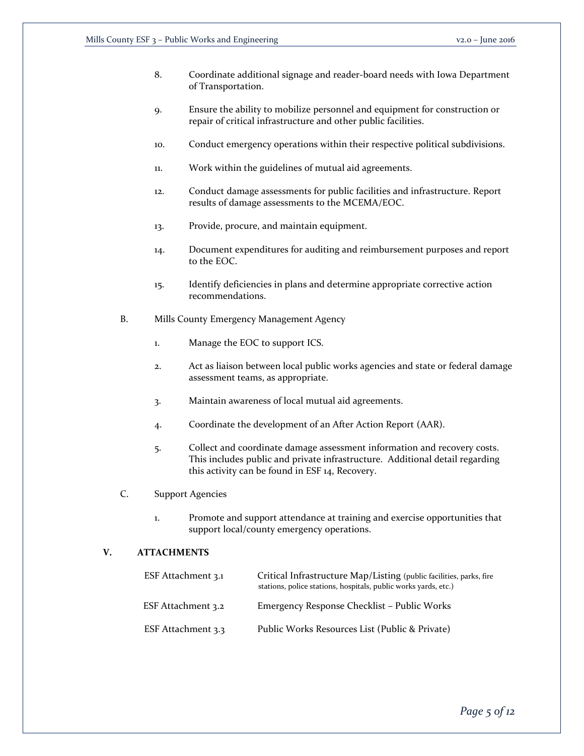8. Coordinate additional signage and reader-board needs with Iowa Department of Transportation.

9. Ensure the ability to mobilize personnel and equipment for construction or repair of critical infrastructure and other public facilities.

10. Conduct emergency operations within their respective political subdivisions.

11. Work within the guidelines of mutual aid agreements.

12. Conduct damage assessments for public facilities and infrastructure. Report results of damage assessments to the MCEMA/EOC.

13. Provide, procure, and maintain equipment.

14. Document expenditures for auditing and reimbursement purposes and report to the EOC.

15. Identify deficiencies in plans and determine appropriate corrective action recommendations.

B. Mills County Emergency Management Agency

1. Manage the EOC to support ICS.

2. Act as liaison between local public works agencies and state or federal damage assessment teams, as appropriate.

3. Maintain awareness of local mutual aid agreements.

4. Coordinate the development of an After Action Report (AAR).

5. Collect and coordinate damage assessment information and recovery costs. This includes public and private infrastructure. Additional detail regarding this activity can be found in ESF 14, Recovery.

C. Support Agencies

1. Promote and support attendance at training and exercise opportunities that support local/county emergency operations.

## V. ATTACHMENTS

| | |
|---|---|
| ESF Attachment 3.1 | Critical Infrastructure Map/Listing (public facilities, parks, fire stations, police stations, hospitals, public works yards, etc.) |
| ESF Attachment 3.2 | Emergency Response Checklist – Public Works |
| ESF Attachment 3.3 | Public Works Resources List (Public & Private) |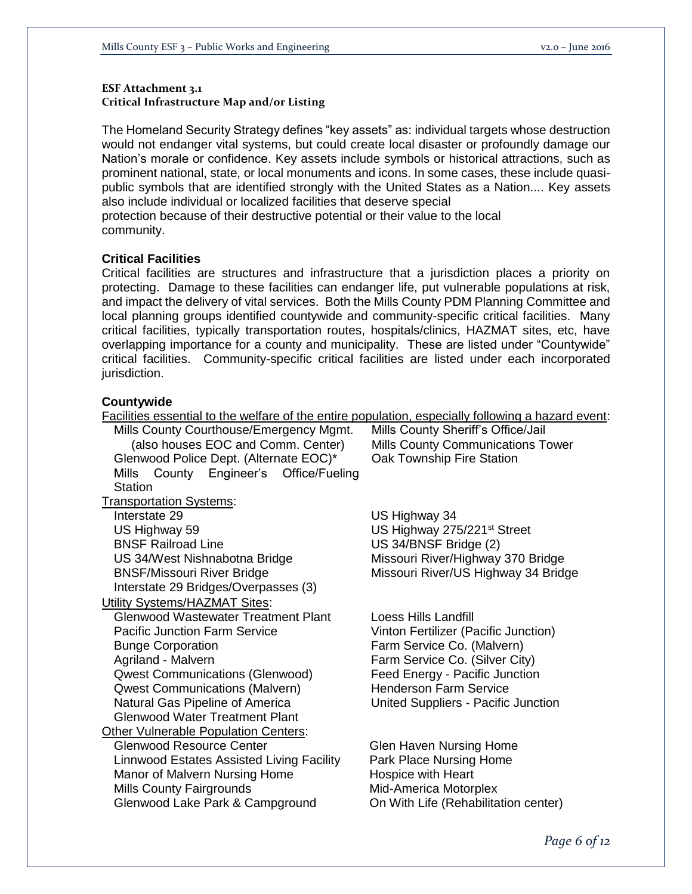**ESF Attachment 3.1**
**Critical Infrastructure Map and/or Listing**

The Homeland Security Strategy defines "key assets" as: individual targets whose destruction would not endanger vital systems, but could create local disaster or profoundly damage our Nation's morale or confidence. Key assets include symbols or historical attractions, such as prominent national, state, or local monuments and icons. In some cases, these include quasi-public symbols that are identified strongly with the United States as a Nation.... Key assets also include individual or localized facilities that deserve special protection because of their destructive potential or their value to the local community.

### Critical Facilities

Critical facilities are structures and infrastructure that a jurisdiction places a priority on protecting. Damage to these facilities can endanger life, put vulnerable populations at risk, and impact the delivery of vital services. Both the Mills County PDM Planning Committee and local planning groups identified countywide and community-specific critical facilities. Many critical facilities, typically transportation routes, hospitals/clinics, HAZMAT sites, etc, have overlapping importance for a county and municipality. These are listed under "Countywide" critical facilities. Community-specific critical facilities are listed under each incorporated jurisdiction.

### Countywide

Facilities essential to the welfare of the entire population, especially following a hazard event:

- Mills County Courthouse/Emergency Mgmt. (also houses EOC and Comm. Center)
- Glenwood Police Dept. (Alternate EOC)*
- Mills County Engineer's Office/Fueling Station
- Mills County Sheriff's Office/Jail
- Mills County Communications Tower
- Oak Township Fire Station

Transportation Systems:

- Interstate 29
- US Highway 59
- BNSF Railroad Line
- US 34/West Nishnabotna Bridge
- BNSF/Missouri River Bridge
- Interstate 29 Bridges/Overpasses (3)
- US Highway 34
- US Highway 275/221st Street
- US 34/BNSF Bridge (2)
- Missouri River/Highway 370 Bridge
- Missouri River/US Highway 34 Bridge

Utility Systems/HAZMAT Sites:

- Glenwood Wastewater Treatment Plant
- Pacific Junction Farm Service
- Bunge Corporation
- Agriland - Malvern
- Qwest Communications (Glenwood)
- Qwest Communications (Malvern)
- Natural Gas Pipeline of America
- Glenwood Water Treatment Plant
- Loess Hills Landfill
- Vinton Fertilizer (Pacific Junction)
- Farm Service Co. (Malvern)
- Farm Service Co. (Silver City)
- Feed Energy - Pacific Junction
- Henderson Farm Service
- United Suppliers - Pacific Junction

Other Vulnerable Population Centers:

- Glenwood Resource Center
- Linnwood Estates Assisted Living Facility
- Manor of Malvern Nursing Home
- Mills County Fairgrounds
- Glenwood Lake Park & Campground
- Glen Haven Nursing Home
- Park Place Nursing Home
- Hospice with Heart
- Mid-America Motorplex
- On With Life (Rehabilitation center)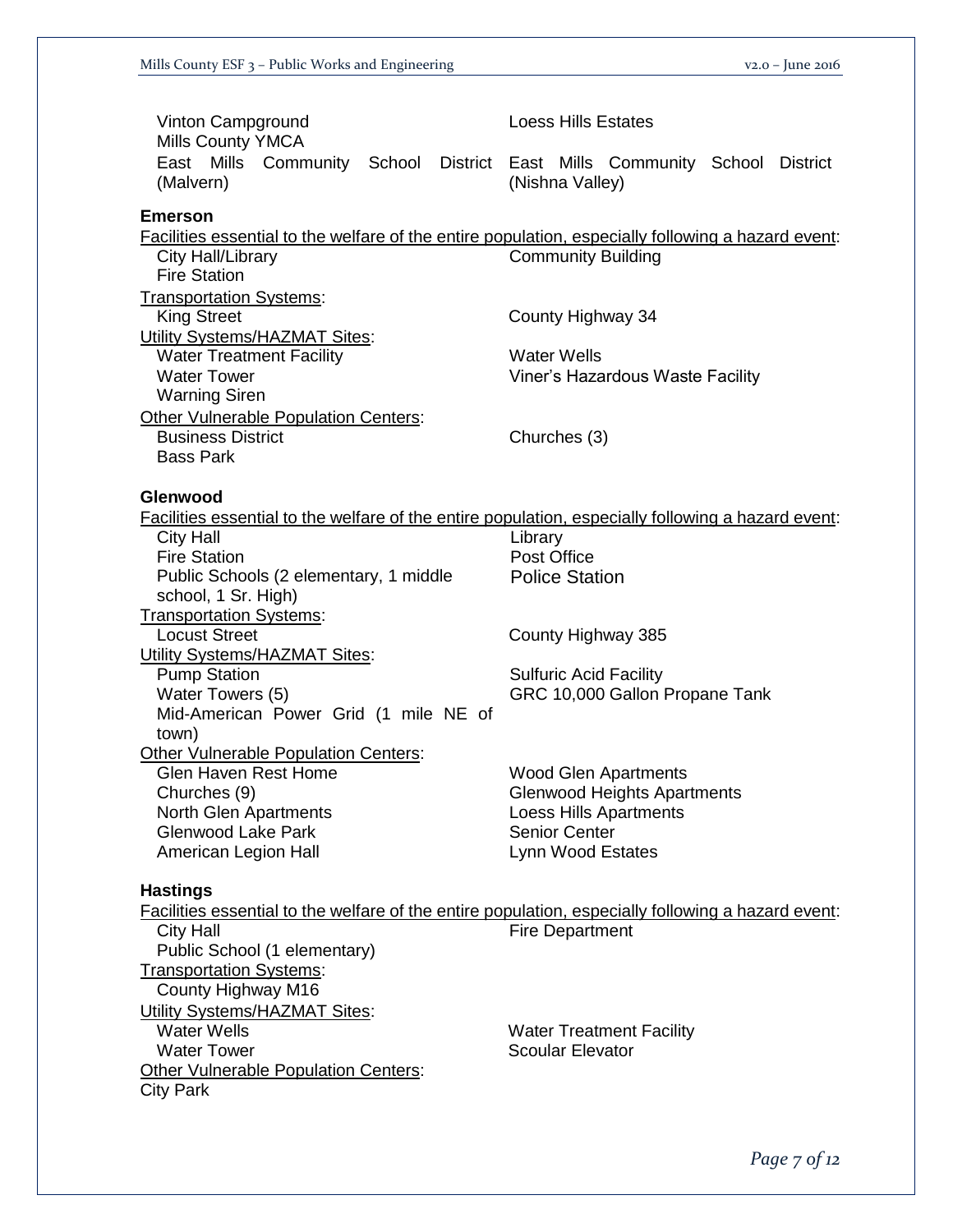Vinton Campground
Mills County YMCA
East Mills Community School District (Malvern)
Loess Hills Estates
East Mills Community School District (Nishna Valley)

**Emerson**

Facilities essential to the welfare of the entire population, especially following a hazard event:

- City Hall/Library
- Community Building
- Fire Station

Transportation Systems:

- King Street
- County Highway 34

Utility Systems/HAZMAT Sites:

- Water Treatment Facility
- Water Wells
- Water Tower
- Viner's Hazardous Waste Facility
- Warning Siren

Other Vulnerable Population Centers:

- Business District
- Churches (3)
- Bass Park

**Glenwood**

Facilities essential to the welfare of the entire population, especially following a hazard event:

- City Hall
- Library
- Fire Station
- Post Office
- Public Schools (2 elementary, 1 middle school, 1 Sr. High)
- Police Station

Transportation Systems:

- Locust Street
- County Highway 385

Utility Systems/HAZMAT Sites:

- Pump Station
- Sulfuric Acid Facility
- Water Towers (5)
- GRC 10,000 Gallon Propane Tank
- Mid-American Power Grid (1 mile NE of town)

Other Vulnerable Population Centers:

- Glen Haven Rest Home
- Wood Glen Apartments
- Churches (9)
- Glenwood Heights Apartments
- North Glen Apartments
- Loess Hills Apartments
- Glenwood Lake Park
- Senior Center
- American Legion Hall
- Lynn Wood Estates

**Hastings**

Facilities essential to the welfare of the entire population, especially following a hazard event:

- City Hall
- Fire Department
- Public School (1 elementary)

Transportation Systems:

- County Highway M16

Utility Systems/HAZMAT Sites:

- Water Wells
- Water Treatment Facility
- Water Tower
- Scoular Elevator

Other Vulnerable Population Centers:

City Park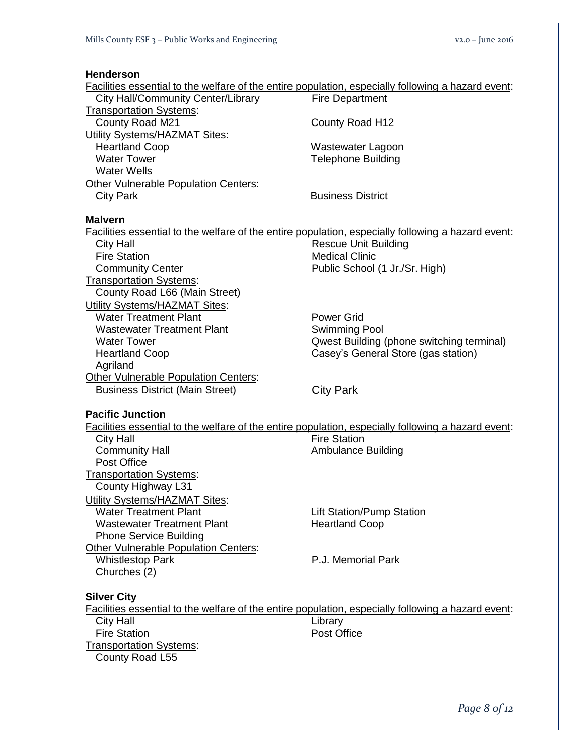### Henderson

<u>Facilities essential to the welfare of the entire population, especially following a hazard event</u>:

- City Hall/Community Center/Library
- Fire Department

<u>Transportation Systems</u>:

- County Road M21
- County Road H12

<u>Utility Systems/HAZMAT Sites</u>:

- Heartland Coop
- Wastewater Lagoon
- Water Tower
- Telephone Building
- Water Wells

<u>Other Vulnerable Population Centers</u>:

- City Park
- Business District

### Malvern

<u>Facilities essential to the welfare of the entire population, especially following a hazard event</u>:

- City Hall
- Rescue Unit Building
- Fire Station
- Medical Clinic
- Community Center
- Public School (1 Jr./Sr. High)

<u>Transportation Systems</u>:

- County Road L66 (Main Street)

<u>Utility Systems/HAZMAT Sites</u>:

- Water Treatment Plant
- Power Grid
- Wastewater Treatment Plant
- Swimming Pool
- Water Tower
- Qwest Building (phone switching terminal)
- Heartland Coop
- Casey's General Store (gas station)
- Agriland

<u>Other Vulnerable Population Centers</u>:

- Business District (Main Street)
- City Park

### Pacific Junction

<u>Facilities essential to the welfare of the entire population, especially following a hazard event</u>:

- City Hall
- Fire Station
- Community Hall
- Ambulance Building
- Post Office

<u>Transportation Systems</u>:

- County Highway L31

<u>Utility Systems/HAZMAT Sites</u>:

- Water Treatment Plant
- Lift Station/Pump Station
- Wastewater Treatment Plant
- Heartland Coop
- Phone Service Building

<u>Other Vulnerable Population Centers</u>:

- Whistlestop Park
- P.J. Memorial Park
- Churches (2)

### Silver City

<u>Facilities essential to the welfare of the entire population, especially following a hazard event</u>:

- City Hall
- Library
- Fire Station
- Post Office

<u>Transportation Systems</u>:

- County Road L55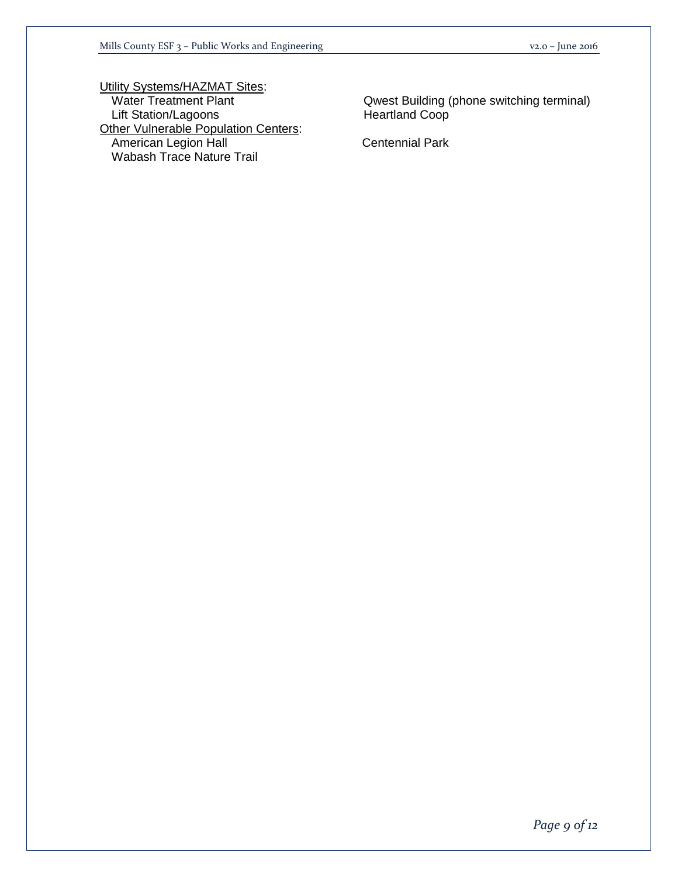Utility Systems/HAZMAT Sites:

- Water Treatment Plant
- Lift Station/Lagoons
- Qwest Building (phone switching terminal)
- Heartland Coop

Other Vulnerable Population Centers:

- American Legion Hall
- Wabash Trace Nature Trail
- Centennial Park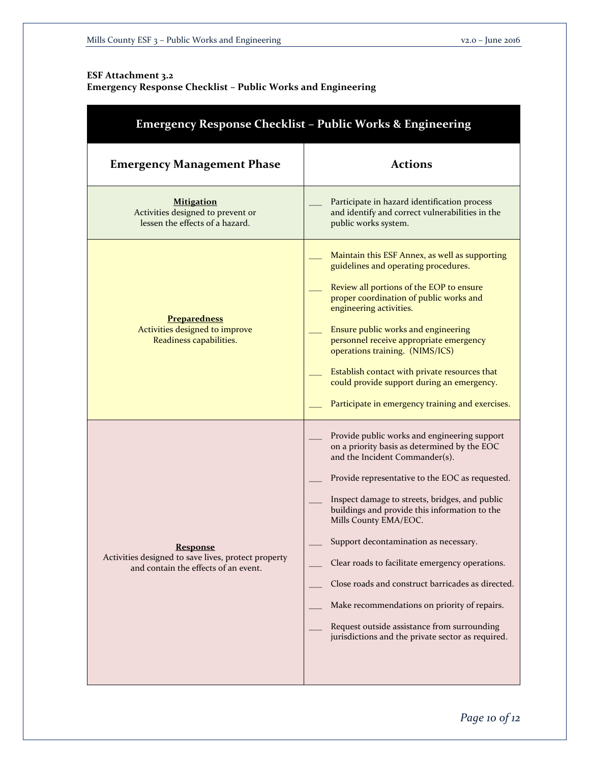**ESF Attachment 3.2**
**Emergency Response Checklist – Public Works and Engineering**

| Emergency Response Checklist – Public Works & Engineering | |
|---|---|
| **Emergency Management Phase** | **Actions** |
| **Mitigation**<br>Activities designed to prevent or lessen the effects of a hazard. | ___ Participate in hazard identification process and identify and correct vulnerabilities in the public works system. |
| **Preparedness**<br>Activities designed to improve Readiness capabilities. | ___ Maintain this ESF Annex, as well as supporting guidelines and operating procedures.<br><br>___ Review all portions of the EOP to ensure proper coordination of public works and engineering activities.<br><br>___ Ensure public works and engineering personnel receive appropriate emergency operations training. (NIMS/ICS)<br><br>___ Establish contact with private resources that could provide support during an emergency.<br><br>___ Participate in emergency training and exercises. |
| **Response**<br>Activities designed to save lives, protect property and contain the effects of an event. | ___ Provide public works and engineering support on a priority basis as determined by the EOC and the Incident Commander(s).<br><br>___ Provide representative to the EOC as requested.<br><br>___ Inspect damage to streets, bridges, and public buildings and provide this information to the Mills County EMA/EOC.<br><br>___ Support decontamination as necessary.<br><br>___ Clear roads to facilitate emergency operations.<br><br>___ Close roads and construct barricades as directed.<br><br>___ Make recommendations on priority of repairs.<br><br>___ Request outside assistance from surrounding jurisdictions and the private sector as required. |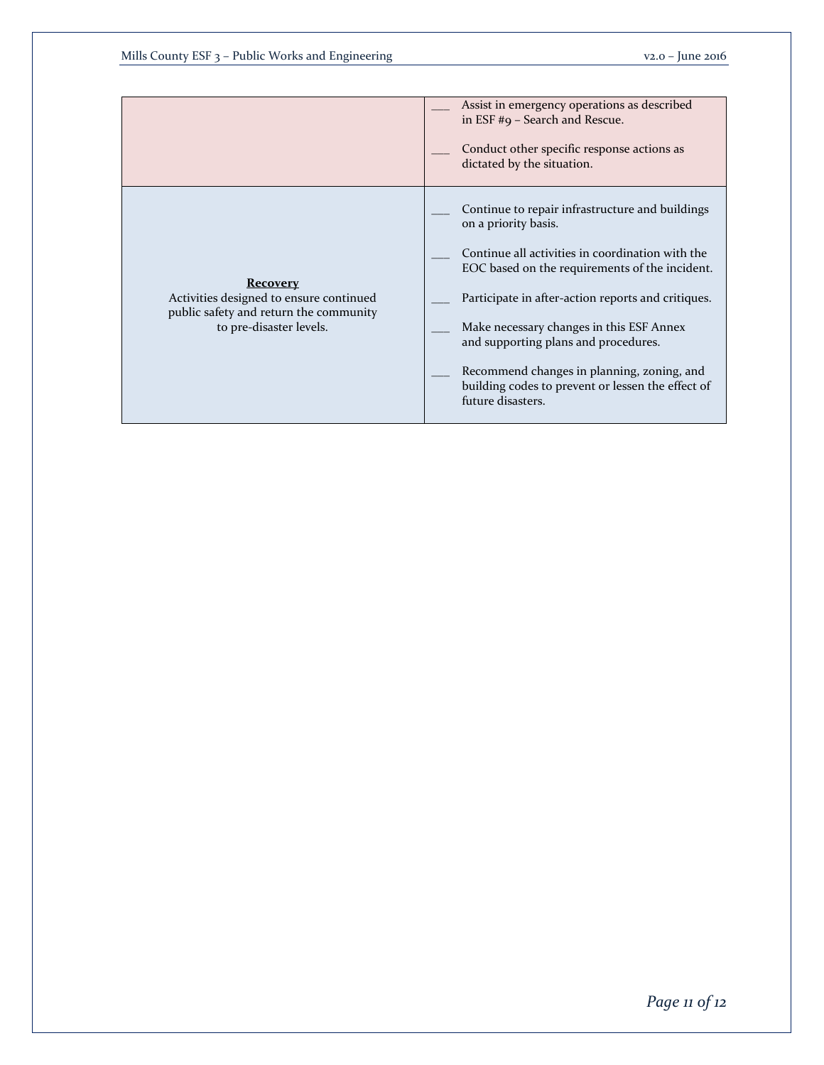| | |
|---|---|
| | ___ Assist in emergency operations as described in ESF #9 – Search and Rescue.<br><br>___ Conduct other specific response actions as dictated by the situation. |
| **Recovery**<br>Activities designed to ensure continued public safety and return the community to pre-disaster levels. | ___ Continue to repair infrastructure and buildings on a priority basis.<br><br>___ Continue all activities in coordination with the EOC based on the requirements of the incident.<br><br>___ Participate in after-action reports and critiques.<br><br>___ Make necessary changes in this ESF Annex and supporting plans and procedures.<br><br>___ Recommend changes in planning, zoning, and building codes to prevent or lessen the effect of future disasters. |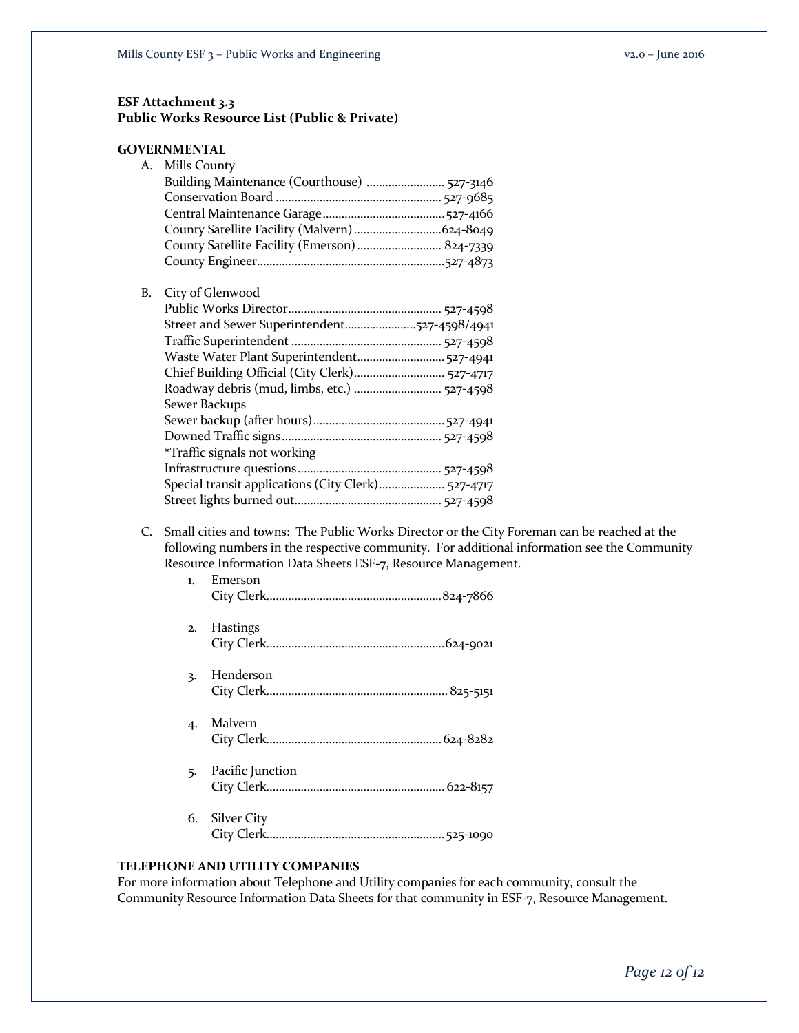**ESF Attachment 3.3**
**Public Works Resource List (Public & Private)**

**GOVERNMENTAL**

A. Mills County
   Building Maintenance (Courthouse) ........................ 527-3146
   Conservation Board .................................................... 527-9685
   Central Maintenance Garage ...................................... 527-4166
   County Satellite Facility (Malvern) ............................ 624-8049
   County Satellite Facility (Emerson) ........................... 824-7339
   County Engineer ........................................................... 527-4873

B. City of Glenwood
   Public Works Director ................................................ 527-4598
   Street and Sewer Superintendent ...................... 527-4598/4941
   Traffic Superintendent ............................................... 527-4598
   Waste Water Plant Superintendent ........................... 527-4941
   Chief Building Official (City Clerk) ............................ 527-4717
   Roadway debris (mud, limbs, etc.) ........................... 527-4598
   Sewer Backups
   Sewer backup (after hours) ......................................... 527-4941
   Downed Traffic signs .................................................. 527-4598
   *Traffic signals not working
   Infrastructure questions ............................................. 527-4598
   Special transit applications (City Clerk) .................... 527-4717
   Street lights burned out .............................................. 527-4598

C. Small cities and towns: The Public Works Director or the City Foreman can be reached at the following numbers in the respective community. For additional information see the Community Resource Information Data Sheets ESF-7, Resource Management.

   1. Emerson
      City Clerk ........................................................ 824-7866

   2. Hastings
      City Clerk ........................................................ 624-9021

   3. Henderson
      City Clerk ........................................................ 825-5151

   4. Malvern
      City Clerk ........................................................ 624-8282

   5. Pacific Junction
      City Clerk ........................................................ 622-8157

   6. Silver City
      City Clerk ........................................................ 525-1090

**TELEPHONE AND UTILITY COMPANIES**

For more information about Telephone and Utility companies for each community, consult the Community Resource Information Data Sheets for that community in ESF-7, Resource Management.